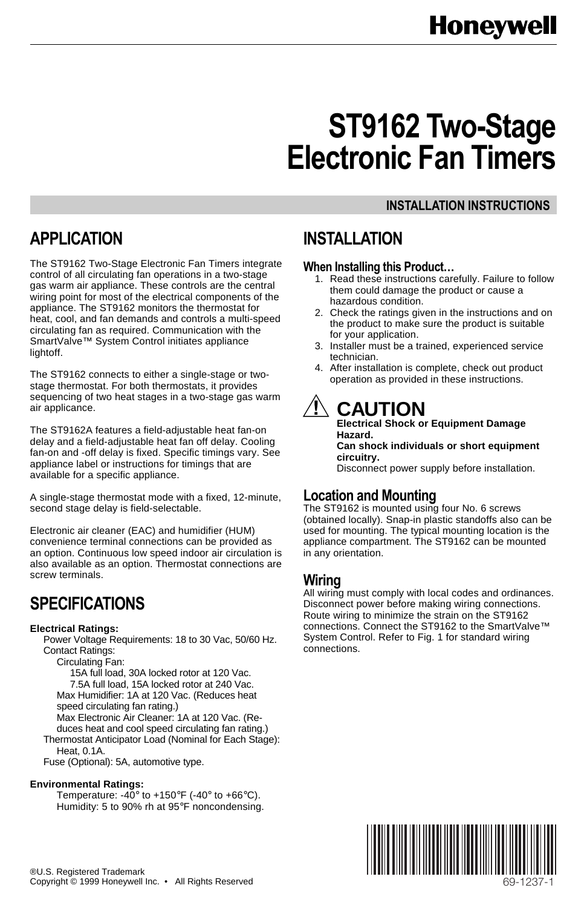Honeywell

# ST9162 Two-Stage Electronic Fan Timers

INSTALLATION INSTRUCTIONS

## APPLICATION

The ST9162 Two-Stage Electronic Fan Timers integrate control of all circulating fan operations in a two-stage gas warm air appliance. These controls are the central wiring point for most of the electrical components of the appliance. The ST9162 monitors the thermostat for heat, cool, and fan demands and controls a multi-speed circulating fan as required. Communication with the SmartValve™ System Control initiates appliance lightoff.

The ST9162 connects to either a single-stage or two-stage thermostat. For both thermostats, it provides sequencing of two heat stages in a two-stage gas warm air applicance.

The ST9162A features a field-adjustable heat fan-on delay and a field-adjustable heat fan off delay. Cooling fan-on and -off delay is fixed. Specific timings vary. See appliance label or instructions for timings that are available for a specific appliance.

A single-stage thermostat mode with a fixed, 12-minute, second stage delay is field-selectable.

Electronic air cleaner (EAC) and humidifier (HUM) convenience terminal connections can be provided as an option. Continuous low speed indoor air circulation is also available as an option. Thermostat connections are screw terminals.

## SPECIFICATIONS

**Electrical Ratings:**

- Power Voltage Requirements: 18 to 30 Vac, 50/60 Hz.
- Contact Ratings:
  - Circulating Fan:
    - 15A full load, 30A locked rotor at 120 Vac.
    - 7.5A full load, 15A locked rotor at 240 Vac.
  - Max Humidifier: 1A at 120 Vac. (Reduces heat speed circulating fan rating.)
  - Max Electronic Air Cleaner: 1A at 120 Vac. (Reduces heat and cool speed circulating fan rating.)
- Thermostat Anticipator Load (Nominal for Each Stage):
  - Heat, 0.1A.
- Fuse (Optional): 5A, automotive type.

**Environmental Ratings:**

- Temperature: -40° to +150°F (-40° to +66°C).
- Humidity: 5 to 90% rh at 95°F noncondensing.

## INSTALLATION

### When Installing this Product…

1. Read these instructions carefully. Failure to follow them could damage the product or cause a hazardous condition.
2. Check the ratings given in the instructions and on the product to make sure the product is suitable for your application.
3. Installer must be a trained, experienced service technician.
4. After installation is complete, check out product operation as provided in these instructions.

**! CAUTION**

**Electrical Shock or Equipment Damage Hazard.**
**Can shock individuals or short equipment circuitry.**
Disconnect power supply before installation.

### Location and Mounting

The ST9162 is mounted using four No. 6 screws (obtained locally). Snap-in plastic standoffs also can be used for mounting. The typical mounting location is the appliance compartment. The ST9162 can be mounted in any orientation.

### Wiring

All wiring must comply with local codes and ordinances. Disconnect power before making wiring connections. Route wiring to minimize the strain on the ST9162 connections. Connect the ST9162 to the SmartValve™ System Control. Refer to Fig. 1 for standard wiring connections.

®U.S. Registered Trademark
Copyright © 1999 Honeywell Inc. • All Rights Reserved

69-1237-1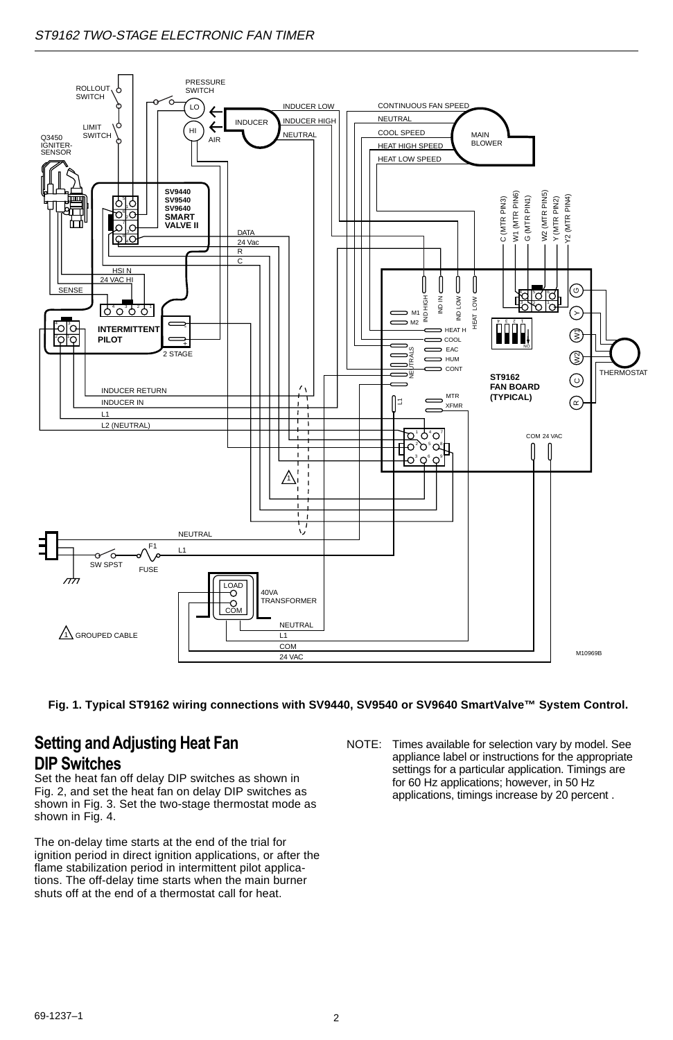Fig. 1. Typical ST9162 wiring connections with SV9440, SV9540 or SV9640 SmartValve™ System Control.

## Setting and Adjusting Heat Fan DIP Switches

Set the heat fan off delay DIP switches as shown in Fig. 2, and set the heat fan on delay DIP switches as shown in Fig. 3. Set the two-stage thermostat mode as shown in Fig. 4.

The on-delay time starts at the end of the trial for ignition period in direct ignition applications, or after the flame stabilization period in intermittent pilot applications. The off-delay time starts when the main burner shuts off at the end of a thermostat call for heat.

NOTE: Times available for selection vary by model. See appliance label or instructions for the appropriate settings for a particular application. Timings are for 60 Hz applications; however, in 50 Hz applications, timings increase by 20 percent .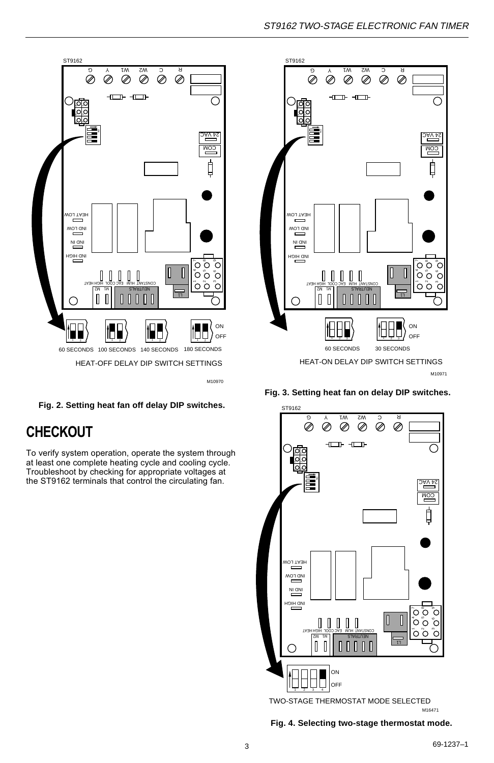Fig. 2. Setting heat fan off delay DIP switches.

Fig. 3. Setting heat fan on delay DIP switches.

# CHECKOUT

To verify system operation, operate the system through at least one complete heating cycle and cooling cycle. Troubleshoot by checking for appropriate voltages at the ST9162 terminals that control the circulating fan.

Fig. 4. Selecting two-stage thermostat mode.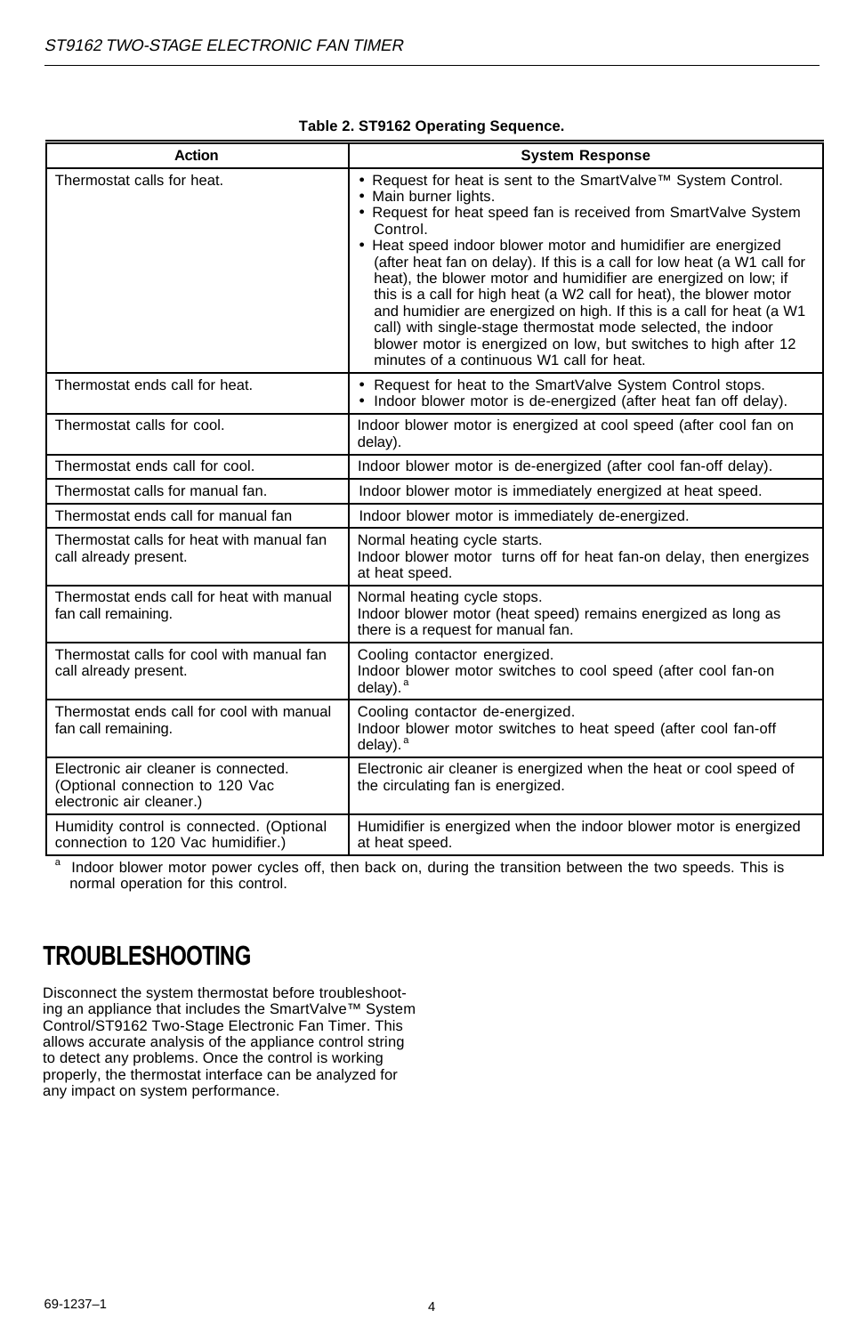**Table 2. ST9162 Operating Sequence.**

| Action | System Response |
| --- | --- |
| Thermostat calls for heat. | • Request for heat is sent to the SmartValve™ System Control.<br>• Main burner lights.<br>• Request for heat speed fan is received from SmartValve System Control.<br>• Heat speed indoor blower motor and humidifier are energized (after heat fan on delay). If this is a call for low heat (a W1 call for heat), the blower motor and humidifier are energized on low; if this is a call for high heat (a W2 call for heat), the blower motor and humidier are energized on high. If this is a call for heat (a W1 call) with single-stage thermostat mode selected, the indoor blower motor is energized on low, but switches to high after 12 minutes of a continuous W1 call for heat. |
| Thermostat ends call for heat. | • Request for heat to the SmartValve System Control stops.<br>• Indoor blower motor is de-energized (after heat fan off delay). |
| Thermostat calls for cool. | Indoor blower motor is energized at cool speed (after cool fan on delay). |
| Thermostat ends call for cool. | Indoor blower motor is de-energized (after cool fan-off delay). |
| Thermostat calls for manual fan. | Indoor blower motor is immediately energized at heat speed. |
| Thermostat ends call for manual fan | Indoor blower motor is immediately de-energized. |
| Thermostat calls for heat with manual fan call already present. | Normal heating cycle starts.<br>Indoor blower motor turns off for heat fan-on delay, then energizes at heat speed. |
| Thermostat ends call for heat with manual fan call remaining. | Normal heating cycle stops.<br>Indoor blower motor (heat speed) remains energized as long as there is a request for manual fan. |
| Thermostat calls for cool with manual fan call already present. | Cooling contactor energized.<br>Indoor blower motor switches to cool speed (after cool fan-on delay).[a] |
| Thermostat ends call for cool with manual fan call remaining. | Cooling contactor de-energized.<br>Indoor blower motor switches to heat speed (after cool fan-off delay).[a] |
| Electronic air cleaner is connected. (Optional connection to 120 Vac electronic air cleaner.) | Electronic air cleaner is energized when the heat or cool speed of the circulating fan is energized. |
| Humidity control is connected. (Optional connection to 120 Vac humidifier.) | Humidifier is energized when the indoor blower motor is energized at heat speed. |

[a] Indoor blower motor power cycles off, then back on, during the transition between the two speeds. This is normal operation for this control.

# TROUBLESHOOTING

Disconnect the system thermostat before troubleshooting an appliance that includes the SmartValve™ System Control/ST9162 Two-Stage Electronic Fan Timer. This allows accurate analysis of the appliance control string to detect any problems. Once the control is working properly, the thermostat interface can be analyzed for any impact on system performance.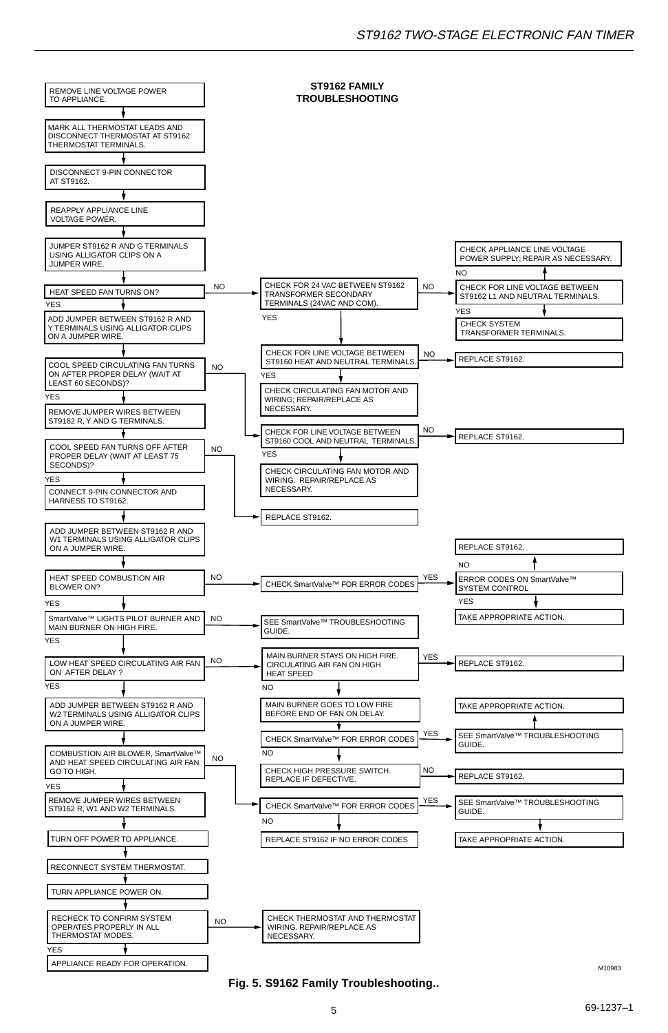## ST9162 FAMILY TROUBLESHOOTING

1. REMOVE LINE VOLTAGE POWER TO APPLIANCE.
2. MARK ALL THERMOSTAT LEADS AND DISCONNECT THERMOSTAT AT ST9162 THERMOSTAT TERMINALS.
3. DISCONNECT 9-PIN CONNECTOR AT ST9162.
4. REAPPLY APPLIANCE LINE VOLTAGE POWER.
5. JUMPER ST9162 R AND G TERMINALS USING ALLIGATOR CLIPS ON A JUMPER WIRE.
6. HEAT SPEED FAN TURNS ON?
   - NO → CHECK FOR 24 VAC BETWEEN ST9162 TRANSFORMER SECONDARY TERMINALS (24VAC AND COM).
     - NO → CHECK FOR LINE VOLTAGE BETWEEN ST9162 L1 AND NEUTRAL TERMINALS.
       - NO → CHECK APPLIANCE LINE VOLTAGE POWER SUPPLY; REPAIR AS NECESSARY.
       - YES → CHECK SYSTEM TRANSFORMER TERMINALS.
     - YES → CHECK FOR LINE VOLTAGE BETWEEN ST9160 HEAT AND NEUTRAL TERMINALS.
       - NO → REPLACE ST9162.
       - YES → CHECK CIRCULATING FAN MOTOR AND WIRING; REPAIR/REPLACE AS NECESSARY.
   - YES → continue.
7. ADD JUMPER BETWEEN ST9162 R AND Y TERMINALS USING ALLIGATOR CLIPS ON A JUMPER WIRE.
8. COOL SPEED CIRCULATING FAN TURNS ON AFTER PROPER DELAY (WAIT AT LEAST 60 SECONDS)?
   - NO → CHECK FOR LINE VOLTAGE BETWEEN ST9160 COOL AND NEUTRAL TERMINALS.
     - NO → REPLACE ST9162.
     - YES → CHECK CIRCULATING FAN MOTOR AND WIRING. REPAIR/REPLACE AS NECESSARY.
   - YES → continue.
9. REMOVE JUMPER WIRES BETWEEN ST9162 R, Y AND G TERMINALS.
10. COOL SPEED FAN TURNS OFF AFTER PROPER DELAY (WAIT AT LEAST 75 SECONDS)?
    - NO → REPLACE ST9162.
    - YES → continue.
11. CONNECT 9-PIN CONNECTOR AND HARNESS TO ST9162.
12. ADD JUMPER BETWEEN ST9162 R AND W1 TERMINALS USING ALLIGATOR CLIPS ON A JUMPER WIRE.
13. HEAT SPEED COMBUSTION AIR BLOWER ON?
    - NO → CHECK SmartValve™ FOR ERROR CODES
      - YES → ERROR CODES ON SmartValve™ SYSTEM CONTROL
        - NO → REPLACE ST9162.
        - YES → TAKE APPROPRIATE ACTION.
    - YES → continue.
14. SmartValve™ LIGHTS PILOT BURNER AND MAIN BURNER ON HIGH FIRE.
    - NO → SEE SmartValve™ TROUBLESHOOTING GUIDE.
    - YES → continue.
15. LOW HEAT SPEED CIRCULATING AIR FAN ON AFTER DELAY ?
    - NO → MAIN BURNER STAYS ON HIGH FIRE. CIRCULATING AIR FAN ON HIGH HEAT SPEED
      - YES → REPLACE ST9162.
      - NO → MAIN BURNER GOES TO LOW FIRE BEFORE END OF FAN ON DELAY.
        - CHECK SmartValve™ FOR ERROR CODES
          - YES → SEE SmartValve™ TROUBLESHOOTING GUIDE. → TAKE APPROPRIATE ACTION.
          - NO → CHECK HIGH PRESSURE SWITCH. REPLACE IF DEFECTIVE.
            - NO → REPLACE ST9162.
    - YES → continue.
16. ADD JUMPER BETWEEN ST9162 R AND W2 TERMINALS USING ALLIGATOR CLIPS ON A JUMPER WIRE.
17. COMBUSTION AIR BLOWER, SmartValve™ AND HEAT SPEED CIRCULATING AIR FAN GO TO HIGH.
    - NO → CHECK SmartValve™ FOR ERROR CODES
      - YES → SEE SmartValve™ TROUBLESHOOTING GUIDE. → TAKE APPROPRIATE ACTION.
      - NO → REPLACE ST9162 IF NO ERROR CODES
    - YES → continue.
18. REMOVE JUMPER WIRES BETWEEN ST9162 R, W1 AND W2 TERMINALS.
19. TURN OFF POWER TO APPLIANCE.
20. RECONNECT SYSTEM THERMOSTAT.
21. TURN APPLIANCE POWER ON.
22. RECHECK TO CONFIRM SYSTEM OPERATES PROPERLY IN ALL THERMOSTAT MODES.
    - NO → CHECK THERMOSTAT AND THERMOSTAT WIRING. REPAIR/REPLACE AS NECESSARY.
    - YES → APPLIANCE READY FOR OPERATION.

M10983

**Fig. 5. S9162 Family Troubleshooting..**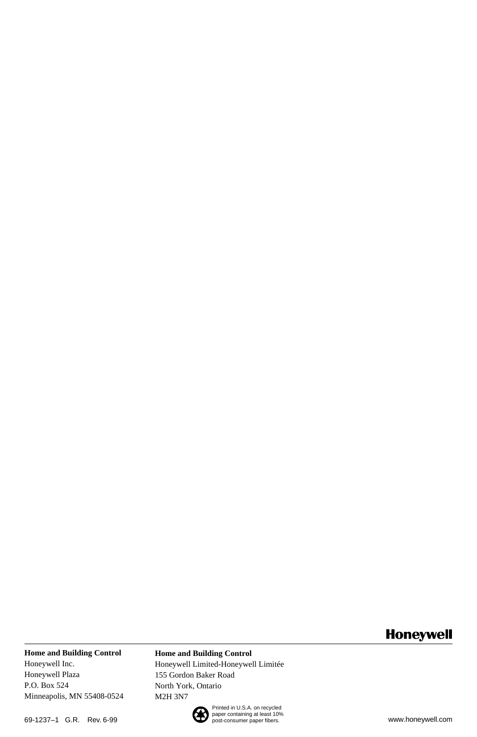**Honeywell**

**Home and Building Control**
Honeywell Inc.
Honeywell Plaza
P.O. Box 524
Minneapolis, MN 55408-0524

**Home and Building Control**
Honeywell Limited-Honeywell Limitée
155 Gordon Baker Road
North York, Ontario
M2H 3N7

Printed in U.S.A. on recycled paper containing at least 10% post-consumer paper fibers.

69-1237–1 G.R. Rev. 6-99

www.honeywell.com